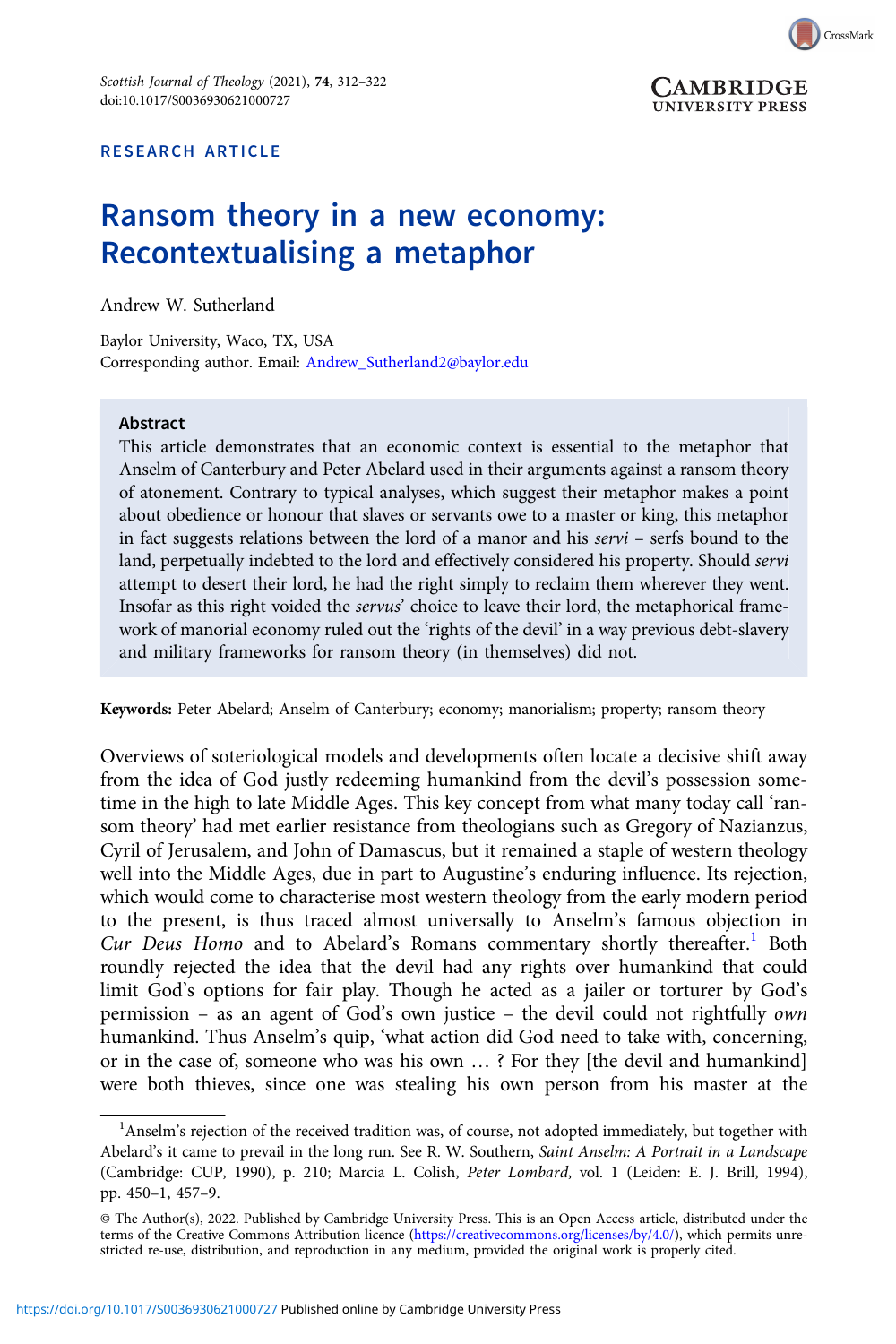RESEARCH ARTICLE

# Ransom theory in a new economy: Recontextualising a metaphor

Andrew W. Sutherland

Baylor University, Waco, TX, USA
Corresponding author. Email: Andrew_Sutherland2@baylor.edu

## Abstract

This article demonstrates that an economic context is essential to the metaphor that Anselm of Canterbury and Peter Abelard used in their arguments against a ransom theory of atonement. Contrary to typical analyses, which suggest their metaphor makes a point about obedience or honour that slaves or servants owe to a master or king, this metaphor in fact suggests relations between the lord of a manor and his *servi* – serfs bound to the land, perpetually indebted to the lord and effectively considered his property. Should *servi* attempt to desert their lord, he had the right simply to reclaim them wherever they went. Insofar as this right voided the *servus*' choice to leave their lord, the metaphorical framework of manorial economy ruled out the 'rights of the devil' in a way previous debt-slavery and military frameworks for ransom theory (in themselves) did not.

**Keywords:** Peter Abelard; Anselm of Canterbury; economy; manorialism; property; ransom theory

Overviews of soteriological models and developments often locate a decisive shift away from the idea of God justly redeeming humankind from the devil's possession sometime in the high to late Middle Ages. This key concept from what many today call 'ransom theory' had met earlier resistance from theologians such as Gregory of Nazianzus, Cyril of Jerusalem, and John of Damascus, but it remained a staple of western theology well into the Middle Ages, due in part to Augustine's enduring influence. Its rejection, which would come to characterise most western theology from the early modern period to the present, is thus traced almost universally to Anselm's famous objection in *Cur Deus Homo* and to Abelard's Romans commentary shortly thereafter.[1] Both roundly rejected the idea that the devil had any rights over humankind that could limit God's options for fair play. Though he acted as a jailer or torturer by God's permission – as an agent of God's own justice – the devil could not rightfully *own* humankind. Thus Anselm's quip, 'what action did God need to take with, concerning, or in the case of, someone who was his own … ? For they [the devil and humankind] were both thieves, since one was stealing his own person from his master at the

[1]Anselm's rejection of the received tradition was, of course, not adopted immediately, but together with Abelard's it came to prevail in the long run. See R. W. Southern, *Saint Anselm: A Portrait in a Landscape* (Cambridge: CUP, 1990), p. 210; Marcia L. Colish, *Peter Lombard*, vol. 1 (Leiden: E. J. Brill, 1994), pp. 450–1, 457–9.

© The Author(s), 2022. Published by Cambridge University Press. This is an Open Access article, distributed under the terms of the Creative Commons Attribution licence (https://creativecommons.org/licenses/by/4.0/), which permits unrestricted re-use, distribution, and reproduction in any medium, provided the original work is properly cited.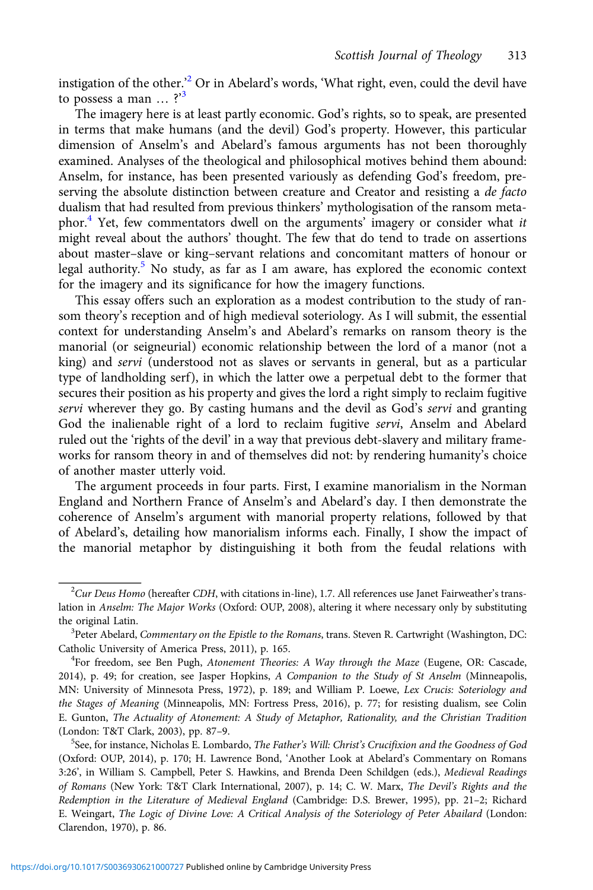instigation of the other.'[2] Or in Abelard's words, 'What right, even, could the devil have to possess a man … ?'[3]

The imagery here is at least partly economic. God's rights, so to speak, are presented in terms that make humans (and the devil) God's property. However, this particular dimension of Anselm's and Abelard's famous arguments has not been thoroughly examined. Analyses of the theological and philosophical motives behind them abound: Anselm, for instance, has been presented variously as defending God's freedom, preserving the absolute distinction between creature and Creator and resisting a *de facto* dualism that had resulted from previous thinkers' mythologisation of the ransom metaphor.[4] Yet, few commentators dwell on the arguments' imagery or consider what *it* might reveal about the authors' thought. The few that do tend to trade on assertions about master–slave or king–servant relations and concomitant matters of honour or legal authority.[5] No study, as far as I am aware, has explored the economic context for the imagery and its significance for how the imagery functions.

This essay offers such an exploration as a modest contribution to the study of ransom theory's reception and of high medieval soteriology. As I will submit, the essential context for understanding Anselm's and Abelard's remarks on ransom theory is the manorial (or seigneurial) economic relationship between the lord of a manor (not a king) and *servi* (understood not as slaves or servants in general, but as a particular type of landholding serf), in which the latter owe a perpetual debt to the former that secures their position as his property and gives the lord a right simply to reclaim fugitive *servi* wherever they go. By casting humans and the devil as God's *servi* and granting God the inalienable right of a lord to reclaim fugitive *servi*, Anselm and Abelard ruled out the 'rights of the devil' in a way that previous debt-slavery and military frameworks for ransom theory in and of themselves did not: by rendering humanity's choice of another master utterly void.

The argument proceeds in four parts. First, I examine manorialism in the Norman England and Northern France of Anselm's and Abelard's day. I then demonstrate the coherence of Anselm's argument with manorial property relations, followed by that of Abelard's, detailing how manorialism informs each. Finally, I show the impact of the manorial metaphor by distinguishing it both from the feudal relations with

---

[2] *Cur Deus Homo* (hereafter *CDH*, with citations in-line), 1.7. All references use Janet Fairweather's translation in *Anselm: The Major Works* (Oxford: OUP, 2008), altering it where necessary only by substituting the original Latin.

[3] Peter Abelard, *Commentary on the Epistle to the Romans*, trans. Steven R. Cartwright (Washington, DC: Catholic University of America Press, 2011), p. 165.

[4] For freedom, see Ben Pugh, *Atonement Theories: A Way through the Maze* (Eugene, OR: Cascade, 2014), p. 49; for creation, see Jasper Hopkins, *A Companion to the Study of St Anselm* (Minneapolis, MN: University of Minnesota Press, 1972), p. 189; and William P. Loewe, *Lex Crucis: Soteriology and the Stages of Meaning* (Minneapolis, MN: Fortress Press, 2016), p. 77; for resisting dualism, see Colin E. Gunton, *The Actuality of Atonement: A Study of Metaphor, Rationality, and the Christian Tradition* (London: T&T Clark, 2003), pp. 87–9.

[5] See, for instance, Nicholas E. Lombardo, *The Father's Will: Christ's Crucifixion and the Goodness of God* (Oxford: OUP, 2014), p. 170; H. Lawrence Bond, 'Another Look at Abelard's Commentary on Romans 3:26', in William S. Campbell, Peter S. Hawkins, and Brenda Deen Schildgen (eds.), *Medieval Readings of Romans* (New York: T&T Clark International, 2007), p. 14; C. W. Marx, *The Devil's Rights and the Redemption in the Literature of Medieval England* (Cambridge: D.S. Brewer, 1995), pp. 21–2; Richard E. Weingart, *The Logic of Divine Love: A Critical Analysis of the Soteriology of Peter Abailard* (London: Clarendon, 1970), p. 86.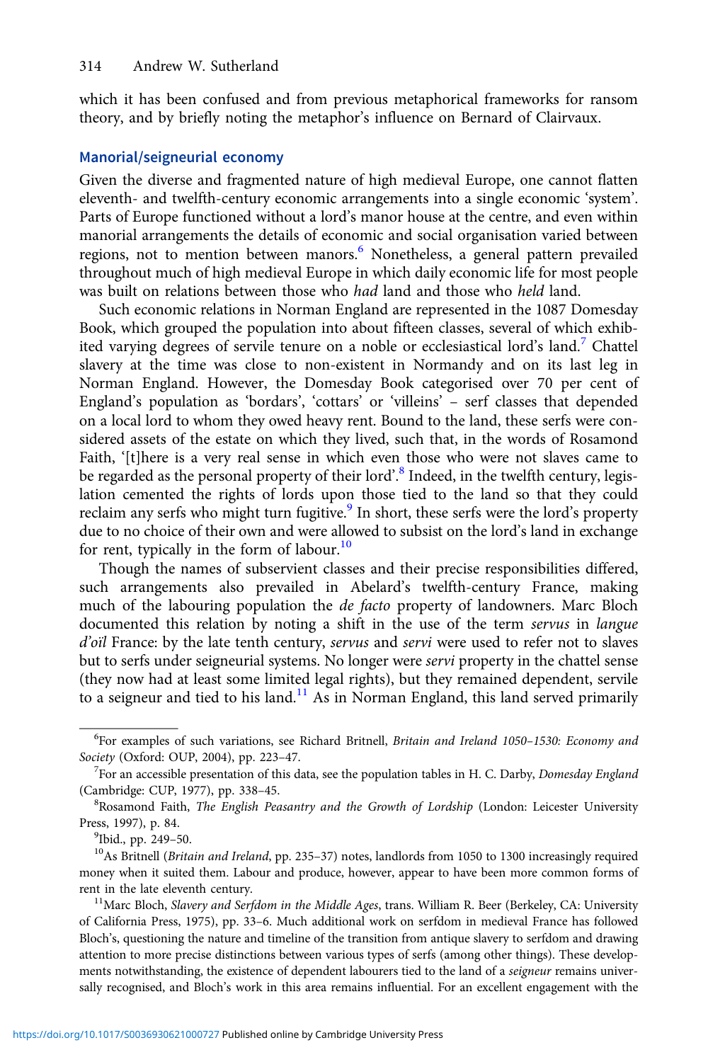which it has been confused and from previous metaphorical frameworks for ransom theory, and by briefly noting the metaphor's influence on Bernard of Clairvaux.

## Manorial/seigneurial economy

Given the diverse and fragmented nature of high medieval Europe, one cannot flatten eleventh- and twelfth-century economic arrangements into a single economic 'system'. Parts of Europe functioned without a lord's manor house at the centre, and even within manorial arrangements the details of economic and social organisation varied between regions, not to mention between manors.[6] Nonetheless, a general pattern prevailed throughout much of high medieval Europe in which daily economic life for most people was built on relations between those who *had* land and those who *held* land.

Such economic relations in Norman England are represented in the 1087 Domesday Book, which grouped the population into about fifteen classes, several of which exhibited varying degrees of servile tenure on a noble or ecclesiastical lord's land.[7] Chattel slavery at the time was close to non-existent in Normandy and on its last leg in Norman England. However, the Domesday Book categorised over 70 per cent of England's population as 'bordars', 'cottars' or 'villeins' – serf classes that depended on a local lord to whom they owed heavy rent. Bound to the land, these serfs were considered assets of the estate on which they lived, such that, in the words of Rosamond Faith, '[t]here is a very real sense in which even those who were not slaves came to be regarded as the personal property of their lord'.[8] Indeed, in the twelfth century, legislation cemented the rights of lords upon those tied to the land so that they could reclaim any serfs who might turn fugitive.[9] In short, these serfs were the lord's property due to no choice of their own and were allowed to subsist on the lord's land in exchange for rent, typically in the form of labour.[10]

Though the names of subservient classes and their precise responsibilities differed, such arrangements also prevailed in Abelard's twelfth-century France, making much of the labouring population the *de facto* property of landowners. Marc Bloch documented this relation by noting a shift in the use of the term *servus* in *langue d'oïl* France: by the late tenth century, *servus* and *servi* were used to refer not to slaves but to serfs under seigneurial systems. No longer were *servi* property in the chattel sense (they now had at least some limited legal rights), but they remained dependent, servile to a seigneur and tied to his land.[11] As in Norman England, this land served primarily

---

[6] For examples of such variations, see Richard Britnell, *Britain and Ireland 1050–1530: Economy and Society* (Oxford: OUP, 2004), pp. 223–47.

[7] For an accessible presentation of this data, see the population tables in H. C. Darby, *Domesday England* (Cambridge: CUP, 1977), pp. 338–45.

[8] Rosamond Faith, *The English Peasantry and the Growth of Lordship* (London: Leicester University Press, 1997), p. 84.

[9] Ibid., pp. 249–50.

[10] As Britnell (*Britain and Ireland*, pp. 235–37) notes, landlords from 1050 to 1300 increasingly required money when it suited them. Labour and produce, however, appear to have been more common forms of rent in the late eleventh century.

[11] Marc Bloch, *Slavery and Serfdom in the Middle Ages*, trans. William R. Beer (Berkeley, CA: University of California Press, 1975), pp. 33–6. Much additional work on serfdom in medieval France has followed Bloch's, questioning the nature and timeline of the transition from antique slavery to serfdom and drawing attention to more precise distinctions between various types of serfs (among other things). These developments notwithstanding, the existence of dependent labourers tied to the land of a *seigneur* remains universally recognised, and Bloch's work in this area remains influential. For an excellent engagement with the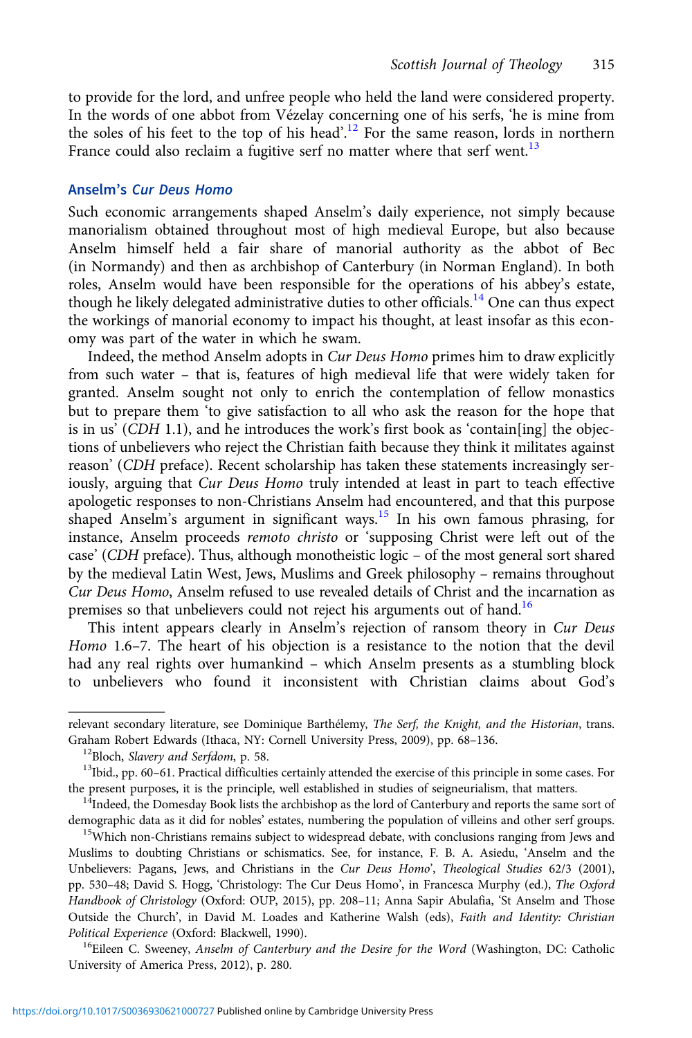to provide for the lord, and unfree people who held the land were considered property. In the words of one abbot from Vézelay concerning one of his serfs, 'he is mine from the soles of his feet to the top of his head'.[12] For the same reason, lords in northern France could also reclaim a fugitive serf no matter where that serf went.[13]

## Anselm's *Cur Deus Homo*

Such economic arrangements shaped Anselm's daily experience, not simply because manorialism obtained throughout most of high medieval Europe, but also because Anselm himself held a fair share of manorial authority as the abbot of Bec (in Normandy) and then as archbishop of Canterbury (in Norman England). In both roles, Anselm would have been responsible for the operations of his abbey's estate, though he likely delegated administrative duties to other officials.[14] One can thus expect the workings of manorial economy to impact his thought, at least insofar as this economy was part of the water in which he swam.

Indeed, the method Anselm adopts in *Cur Deus Homo* primes him to draw explicitly from such water – that is, features of high medieval life that were widely taken for granted. Anselm sought not only to enrich the contemplation of fellow monastics but to prepare them 'to give satisfaction to all who ask the reason for the hope that is in us' (*CDH* 1.1), and he introduces the work's first book as 'contain[ing] the objections of unbelievers who reject the Christian faith because they think it militates against reason' (*CDH* preface). Recent scholarship has taken these statements increasingly seriously, arguing that *Cur Deus Homo* truly intended at least in part to teach effective apologetic responses to non-Christians Anselm had encountered, and that this purpose shaped Anselm's argument in significant ways.[15] In his own famous phrasing, for instance, Anselm proceeds *remoto christo* or 'supposing Christ were left out of the case' (*CDH* preface). Thus, although monotheistic logic – of the most general sort shared by the medieval Latin West, Jews, Muslims and Greek philosophy – remains throughout *Cur Deus Homo*, Anselm refused to use revealed details of Christ and the incarnation as premises so that unbelievers could not reject his arguments out of hand.[16]

This intent appears clearly in Anselm's rejection of ransom theory in *Cur Deus Homo* 1.6–7. The heart of his objection is a resistance to the notion that the devil had any real rights over humankind – which Anselm presents as a stumbling block to unbelievers who found it inconsistent with Christian claims about God's

---

relevant secondary literature, see Dominique Barthélemy, *The Serf, the Knight, and the Historian*, trans. Graham Robert Edwards (Ithaca, NY: Cornell University Press, 2009), pp. 68–136.

[12] Bloch, *Slavery and Serfdom*, p. 58.

[13] Ibid., pp. 60–61. Practical difficulties certainly attended the exercise of this principle in some cases. For the present purposes, it is the principle, well established in studies of seigneurialism, that matters.

[14] Indeed, the Domesday Book lists the archbishop as the lord of Canterbury and reports the same sort of demographic data as it did for nobles' estates, numbering the population of villeins and other serf groups.

[15] Which non-Christians remains subject to widespread debate, with conclusions ranging from Jews and Muslims to doubting Christians or schismatics. See, for instance, F. B. A. Asiedu, 'Anselm and the Unbelievers: Pagans, Jews, and Christians in the *Cur Deus Homo*', *Theological Studies* 62/3 (2001), pp. 530–48; David S. Hogg, 'Christology: The Cur Deus Homo', in Francesca Murphy (ed.), *The Oxford Handbook of Christology* (Oxford: OUP, 2015), pp. 208–11; Anna Sapir Abulafia, 'St Anselm and Those Outside the Church', in David M. Loades and Katherine Walsh (eds), *Faith and Identity: Christian Political Experience* (Oxford: Blackwell, 1990).

[16] Eileen C. Sweeney, *Anselm of Canterbury and the Desire for the Word* (Washington, DC: Catholic University of America Press, 2012), p. 280.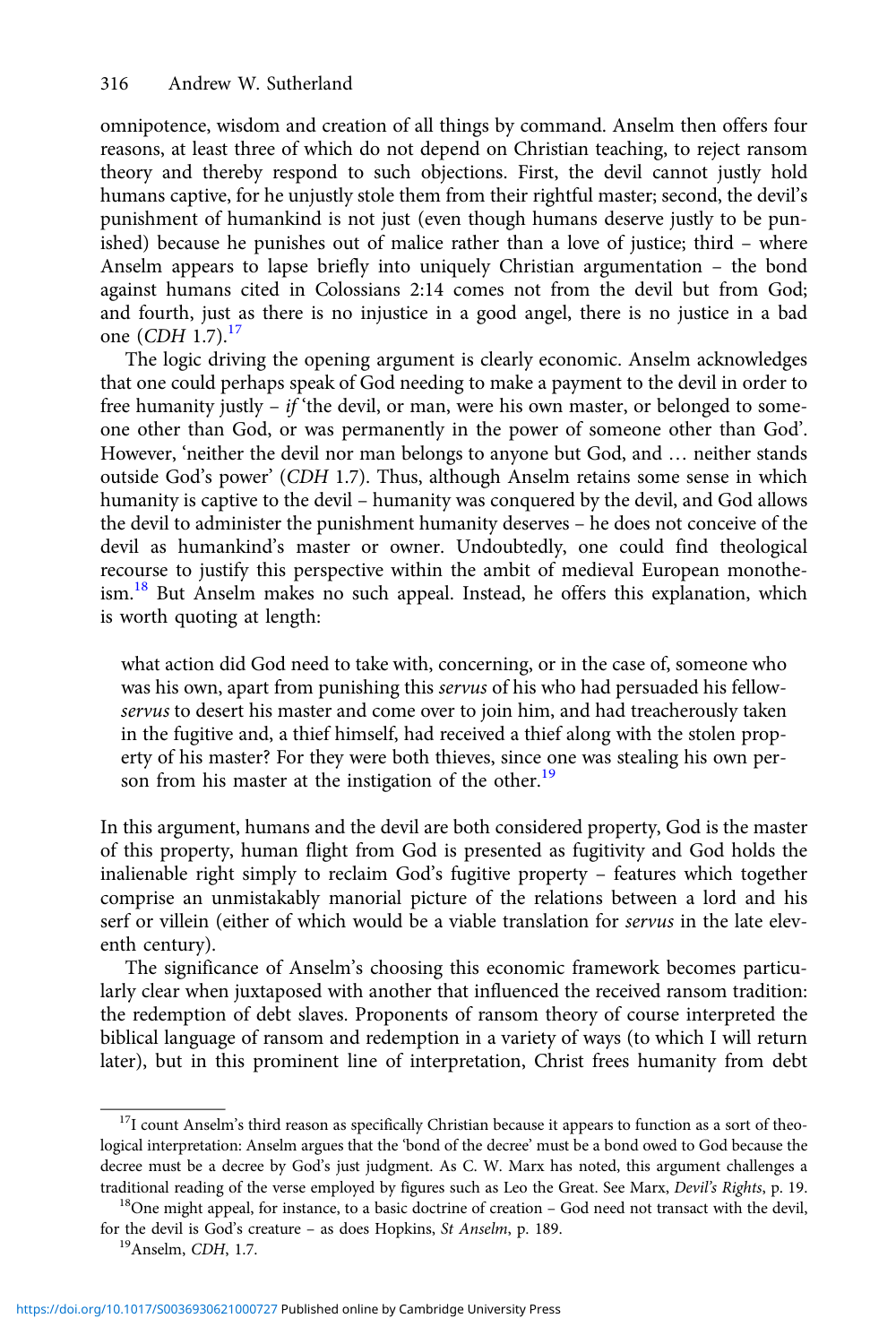omnipotence, wisdom and creation of all things by command. Anselm then offers four reasons, at least three of which do not depend on Christian teaching, to reject ransom theory and thereby respond to such objections. First, the devil cannot justly hold humans captive, for he unjustly stole them from their rightful master; second, the devil's punishment of humankind is not just (even though humans deserve justly to be punished) because he punishes out of malice rather than a love of justice; third – where Anselm appears to lapse briefly into uniquely Christian argumentation – the bond against humans cited in Colossians 2:14 comes not from the devil but from God; and fourth, just as there is no injustice in a good angel, there is no justice in a bad one (*CDH* 1.7).[17]

The logic driving the opening argument is clearly economic. Anselm acknowledges that one could perhaps speak of God needing to make a payment to the devil in order to free humanity justly – *if* 'the devil, or man, were his own master, or belonged to someone other than God, or was permanently in the power of someone other than God'. However, 'neither the devil nor man belongs to anyone but God, and … neither stands outside God's power' (*CDH* 1.7). Thus, although Anselm retains some sense in which humanity is captive to the devil – humanity was conquered by the devil, and God allows the devil to administer the punishment humanity deserves – he does not conceive of the devil as humankind's master or owner. Undoubtedly, one could find theological recourse to justify this perspective within the ambit of medieval European monotheism.[18] But Anselm makes no such appeal. Instead, he offers this explanation, which is worth quoting at length:

> what action did God need to take with, concerning, or in the case of, someone who was his own, apart from punishing this *servus* of his who had persuaded his fellow-*servus* to desert his master and come over to join him, and had treacherously taken in the fugitive and, a thief himself, had received a thief along with the stolen property of his master? For they were both thieves, since one was stealing his own person from his master at the instigation of the other.[19]

In this argument, humans and the devil are both considered property, God is the master of this property, human flight from God is presented as fugitivity and God holds the inalienable right simply to reclaim God's fugitive property – features which together comprise an unmistakably manorial picture of the relations between a lord and his serf or villein (either of which would be a viable translation for *servus* in the late eleventh century).

The significance of Anselm's choosing this economic framework becomes particularly clear when juxtaposed with another that influenced the received ransom tradition: the redemption of debt slaves. Proponents of ransom theory of course interpreted the biblical language of ransom and redemption in a variety of ways (to which I will return later), but in this prominent line of interpretation, Christ frees humanity from debt

---

[17] I count Anselm's third reason as specifically Christian because it appears to function as a sort of theological interpretation: Anselm argues that the 'bond of the decree' must be a bond owed to God because the decree must be a decree by God's just judgment. As C. W. Marx has noted, this argument challenges a traditional reading of the verse employed by figures such as Leo the Great. See Marx, *Devil's Rights*, p. 19.

[18] One might appeal, for instance, to a basic doctrine of creation – God need not transact with the devil, for the devil is God's creature – as does Hopkins, *St Anselm*, p. 189.

[19] Anselm, *CDH*, 1.7.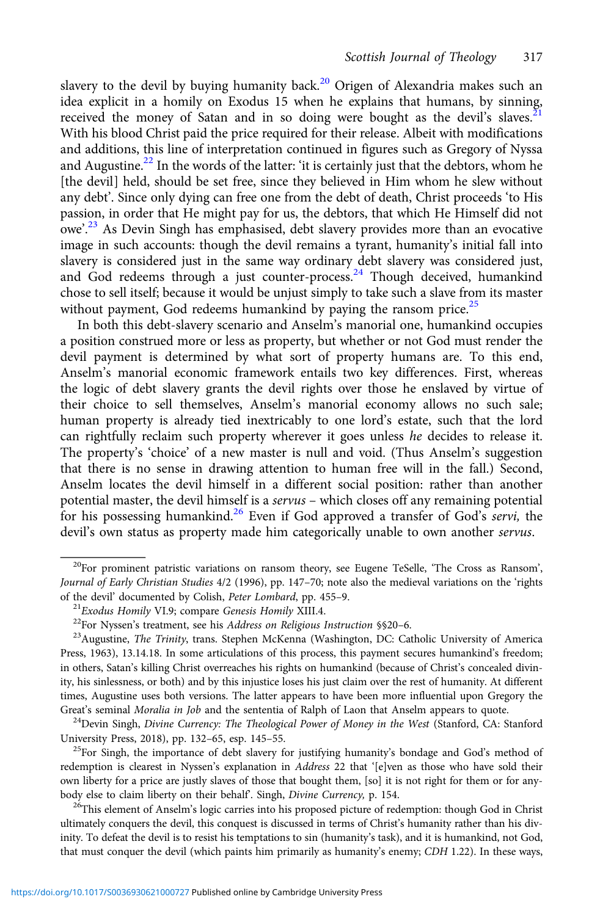slavery to the devil by buying humanity back.[20] Origen of Alexandria makes such an idea explicit in a homily on Exodus 15 when he explains that humans, by sinning, received the money of Satan and in so doing were bought as the devil's slaves.[21] With his blood Christ paid the price required for their release. Albeit with modifications and additions, this line of interpretation continued in figures such as Gregory of Nyssa and Augustine.[22] In the words of the latter: 'it is certainly just that the debtors, whom he [the devil] held, should be set free, since they believed in Him whom he slew without any debt'. Since only dying can free one from the debt of death, Christ proceeds 'to His passion, in order that He might pay for us, the debtors, that which He Himself did not owe'.[23] As Devin Singh has emphasised, debt slavery provides more than an evocative image in such accounts: though the devil remains a tyrant, humanity's initial fall into slavery is considered just in the same way ordinary debt slavery was considered just, and God redeems through a just counter-process.[24] Though deceived, humankind chose to sell itself; because it would be unjust simply to take such a slave from its master without payment, God redeems humankind by paying the ransom price.[25]

In both this debt-slavery scenario and Anselm's manorial one, humankind occupies a position construed more or less as property, but whether or not God must render the devil payment is determined by what sort of property humans are. To this end, Anselm's manorial economic framework entails two key differences. First, whereas the logic of debt slavery grants the devil rights over those he enslaved by virtue of their choice to sell themselves, Anselm's manorial economy allows no such sale; human property is already tied inextricably to one lord's estate, such that the lord can rightfully reclaim such property wherever it goes unless *he* decides to release it. The property's 'choice' of a new master is null and void. (Thus Anselm's suggestion that there is no sense in drawing attention to human free will in the fall.) Second, Anselm locates the devil himself in a different social position: rather than another potential master, the devil himself is a *servus* – which closes off any remaining potential for his possessing humankind.[26] Even if God approved a transfer of God's *servi,* the devil's own status as property made him categorically unable to own another *servus*.

---

[20] For prominent patristic variations on ransom theory, see Eugene TeSelle, 'The Cross as Ransom', *Journal of Early Christian Studies* 4/2 (1996), pp. 147–70; note also the medieval variations on the 'rights of the devil' documented by Colish, *Peter Lombard*, pp. 455–9.

[21] *Exodus Homily* VI.9; compare *Genesis Homily* XIII.4.

[22] For Nyssen's treatment, see his *Address on Religious Instruction* §§20–6.

[23] Augustine, *The Trinity*, trans. Stephen McKenna (Washington, DC: Catholic University of America Press, 1963), 13.14.18. In some articulations of this process, this payment secures humankind's freedom; in others, Satan's killing Christ overreaches his rights on humankind (because of Christ's concealed divinity, his sinlessness, or both) and by this injustice loses his just claim over the rest of humanity. At different times, Augustine uses both versions. The latter appears to have been more influential upon Gregory the Great's seminal *Moralia in Job* and the sententia of Ralph of Laon that Anselm appears to quote.

[24] Devin Singh, *Divine Currency: The Theological Power of Money in the West* (Stanford, CA: Stanford University Press, 2018), pp. 132–65, esp. 145–55.

[25] For Singh, the importance of debt slavery for justifying humanity's bondage and God's method of redemption is clearest in Nyssen's explanation in *Address* 22 that '[e]ven as those who have sold their own liberty for a price are justly slaves of those that bought them, [so] it is not right for them or for anybody else to claim liberty on their behalf'. Singh, *Divine Currency,* p. 154.

[26] This element of Anselm's logic carries into his proposed picture of redemption: though God in Christ ultimately conquers the devil, this conquest is discussed in terms of Christ's humanity rather than his divinity. To defeat the devil is to resist his temptations to sin (humanity's task), and it is humankind, not God, that must conquer the devil (which paints him primarily as humanity's enemy; *CDH* 1.22). In these ways,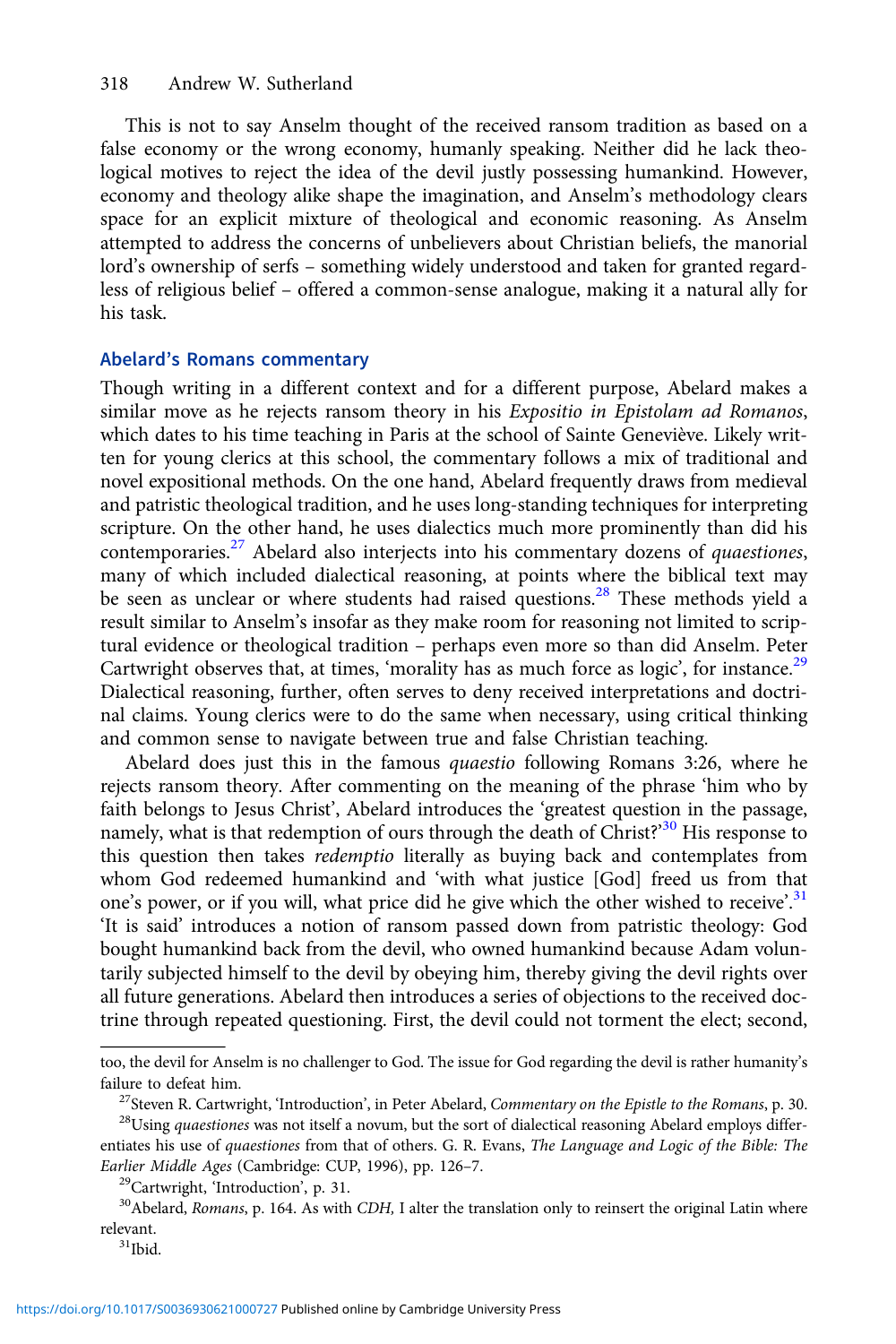This is not to say Anselm thought of the received ransom tradition as based on a false economy or the wrong economy, humanly speaking. Neither did he lack theological motives to reject the idea of the devil justly possessing humankind. However, economy and theology alike shape the imagination, and Anselm's methodology clears space for an explicit mixture of theological and economic reasoning. As Anselm attempted to address the concerns of unbelievers about Christian beliefs, the manorial lord's ownership of serfs – something widely understood and taken for granted regardless of religious belief – offered a common-sense analogue, making it a natural ally for his task.

## Abelard's Romans commentary

Though writing in a different context and for a different purpose, Abelard makes a similar move as he rejects ransom theory in his *Expositio in Epistolam ad Romanos*, which dates to his time teaching in Paris at the school of Sainte Geneviève. Likely written for young clerics at this school, the commentary follows a mix of traditional and novel expositional methods. On the one hand, Abelard frequently draws from medieval and patristic theological tradition, and he uses long-standing techniques for interpreting scripture. On the other hand, he uses dialectics much more prominently than did his contemporaries.[27] Abelard also interjects into his commentary dozens of *quaestiones*, many of which included dialectical reasoning, at points where the biblical text may be seen as unclear or where students had raised questions.[28] These methods yield a result similar to Anselm's insofar as they make room for reasoning not limited to scriptural evidence or theological tradition – perhaps even more so than did Anselm. Peter Cartwright observes that, at times, 'morality has as much force as logic', for instance.[29] Dialectical reasoning, further, often serves to deny received interpretations and doctrinal claims. Young clerics were to do the same when necessary, using critical thinking and common sense to navigate between true and false Christian teaching.

Abelard does just this in the famous *quaestio* following Romans 3:26, where he rejects ransom theory. After commenting on the meaning of the phrase 'him who by faith belongs to Jesus Christ', Abelard introduces the 'greatest question in the passage, namely, what is that redemption of ours through the death of Christ?'[30] His response to this question then takes *redemptio* literally as buying back and contemplates from whom God redeemed humankind and 'with what justice [God] freed us from that one's power, or if you will, what price did he give which the other wished to receive'.[31] 'It is said' introduces a notion of ransom passed down from patristic theology: God bought humankind back from the devil, who owned humankind because Adam voluntarily subjected himself to the devil by obeying him, thereby giving the devil rights over all future generations. Abelard then introduces a series of objections to the received doctrine through repeated questioning. First, the devil could not torment the elect; second,

---

too, the devil for Anselm is no challenger to God. The issue for God regarding the devil is rather humanity's failure to defeat him.

[27] Steven R. Cartwright, 'Introduction', in Peter Abelard, *Commentary on the Epistle to the Romans*, p. 30.

[28] Using *quaestiones* was not itself a novum, but the sort of dialectical reasoning Abelard employs differentiates his use of *quaestiones* from that of others. G. R. Evans, *The Language and Logic of the Bible: The Earlier Middle Ages* (Cambridge: CUP, 1996), pp. 126–7.

[29] Cartwright, 'Introduction', p. 31.

[30] Abelard, *Romans*, p. 164. As with *CDH,* I alter the translation only to reinsert the original Latin where relevant.

[31] Ibid.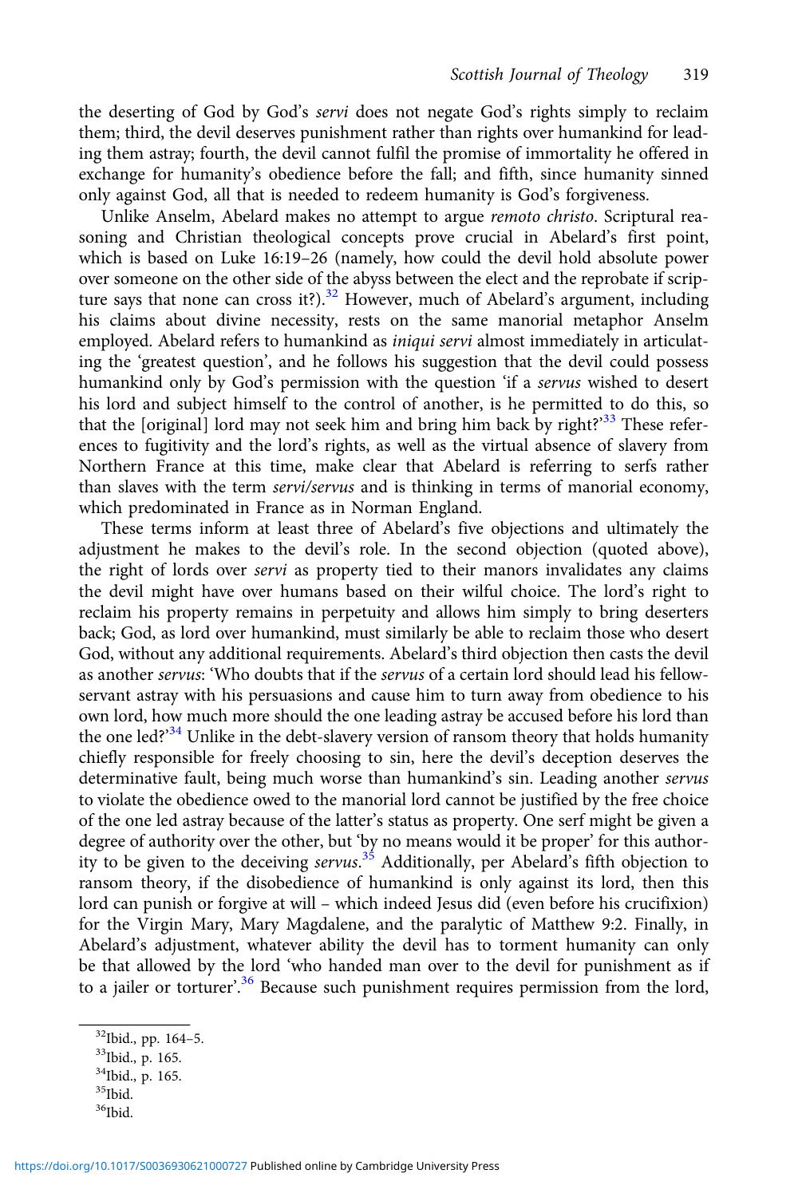the deserting of God by God's *servi* does not negate God's rights simply to reclaim them; third, the devil deserves punishment rather than rights over humankind for leading them astray; fourth, the devil cannot fulfil the promise of immortality he offered in exchange for humanity's obedience before the fall; and fifth, since humanity sinned only against God, all that is needed to redeem humanity is God's forgiveness.

Unlike Anselm, Abelard makes no attempt to argue *remoto christo*. Scriptural reasoning and Christian theological concepts prove crucial in Abelard's first point, which is based on Luke 16:19–26 (namely, how could the devil hold absolute power over someone on the other side of the abyss between the elect and the reprobate if scripture says that none can cross it?).[32] However, much of Abelard's argument, including his claims about divine necessity, rests on the same manorial metaphor Anselm employed. Abelard refers to humankind as *iniqui servi* almost immediately in articulating the 'greatest question', and he follows his suggestion that the devil could possess humankind only by God's permission with the question 'if a *servus* wished to desert his lord and subject himself to the control of another, is he permitted to do this, so that the [original] lord may not seek him and bring him back by right?'[33] These references to fugitivity and the lord's rights, as well as the virtual absence of slavery from Northern France at this time, make clear that Abelard is referring to serfs rather than slaves with the term *servi/servus* and is thinking in terms of manorial economy, which predominated in France as in Norman England.

These terms inform at least three of Abelard's five objections and ultimately the adjustment he makes to the devil's role. In the second objection (quoted above), the right of lords over *servi* as property tied to their manors invalidates any claims the devil might have over humans based on their wilful choice. The lord's right to reclaim his property remains in perpetuity and allows him simply to bring deserters back; God, as lord over humankind, must similarly be able to reclaim those who desert God, without any additional requirements. Abelard's third objection then casts the devil as another *servus*: 'Who doubts that if the *servus* of a certain lord should lead his fellow-servant astray with his persuasions and cause him to turn away from obedience to his own lord, how much more should the one leading astray be accused before his lord than the one led?'[34] Unlike in the debt-slavery version of ransom theory that holds humanity chiefly responsible for freely choosing to sin, here the devil's deception deserves the determinative fault, being much worse than humankind's sin. Leading another *servus* to violate the obedience owed to the manorial lord cannot be justified by the free choice of the one led astray because of the latter's status as property. One serf might be given a degree of authority over the other, but 'by no means would it be proper' for this authority to be given to the deceiving *servus*.[35] Additionally, per Abelard's fifth objection to ransom theory, if the disobedience of humankind is only against its lord, then this lord can punish or forgive at will – which indeed Jesus did (even before his crucifixion) for the Virgin Mary, Mary Magdalene, and the paralytic of Matthew 9:2. Finally, in Abelard's adjustment, whatever ability the devil has to torment humanity can only be that allowed by the lord 'who handed man over to the devil for punishment as if to a jailer or torturer'.[36] Because such punishment requires permission from the lord,

[32] Ibid., pp. 164–5.

[33] Ibid., p. 165.

[34] Ibid., p. 165.

[35] Ibid.

[36] Ibid.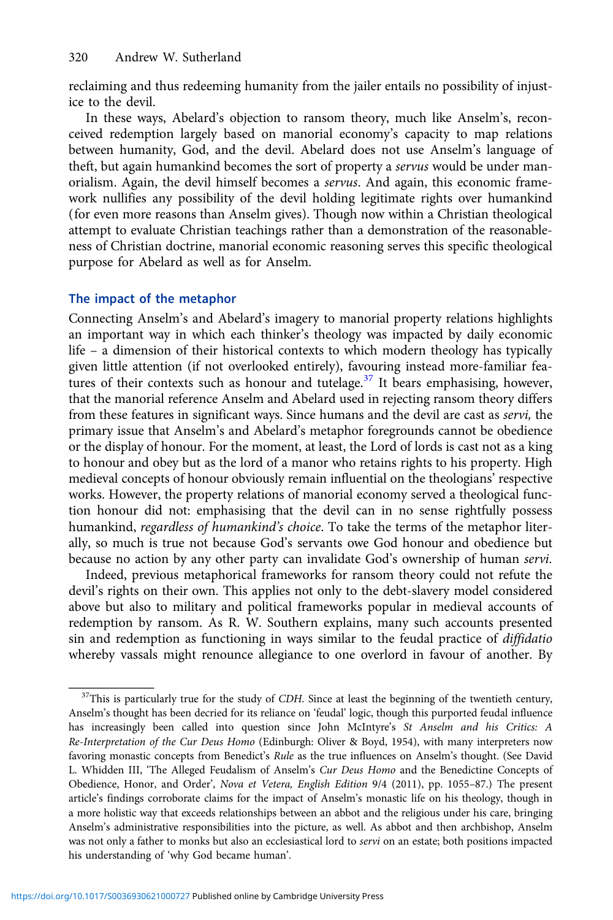reclaiming and thus redeeming humanity from the jailer entails no possibility of injustice to the devil.

In these ways, Abelard's objection to ransom theory, much like Anselm's, reconceived redemption largely based on manorial economy's capacity to map relations between humanity, God, and the devil. Abelard does not use Anselm's language of theft, but again humankind becomes the sort of property a *servus* would be under manorialism. Again, the devil himself becomes a *servus*. And again, this economic framework nullifies any possibility of the devil holding legitimate rights over humankind (for even more reasons than Anselm gives). Though now within a Christian theological attempt to evaluate Christian teachings rather than a demonstration of the reasonableness of Christian doctrine, manorial economic reasoning serves this specific theological purpose for Abelard as well as for Anselm.

## The impact of the metaphor

Connecting Anselm's and Abelard's imagery to manorial property relations highlights an important way in which each thinker's theology was impacted by daily economic life – a dimension of their historical contexts to which modern theology has typically given little attention (if not overlooked entirely), favouring instead more-familiar features of their contexts such as honour and tutelage.[37] It bears emphasising, however, that the manorial reference Anselm and Abelard used in rejecting ransom theory differs from these features in significant ways. Since humans and the devil are cast as *servi,* the primary issue that Anselm's and Abelard's metaphor foregrounds cannot be obedience or the display of honour. For the moment, at least, the Lord of lords is cast not as a king to honour and obey but as the lord of a manor who retains rights to his property. High medieval concepts of honour obviously remain influential on the theologians' respective works. However, the property relations of manorial economy served a theological function honour did not: emphasising that the devil can in no sense rightfully possess humankind, *regardless of humankind's choice*. To take the terms of the metaphor literally, so much is true not because God's servants owe God honour and obedience but because no action by any other party can invalidate God's ownership of human *servi.*

Indeed, previous metaphorical frameworks for ransom theory could not refute the devil's rights on their own. This applies not only to the debt-slavery model considered above but also to military and political frameworks popular in medieval accounts of redemption by ransom. As R. W. Southern explains, many such accounts presented sin and redemption as functioning in ways similar to the feudal practice of *diffidatio* whereby vassals might renounce allegiance to one overlord in favour of another. By

---

[37]This is particularly true for the study of *CDH*. Since at least the beginning of the twentieth century, Anselm's thought has been decried for its reliance on 'feudal' logic, though this purported feudal influence has increasingly been called into question since John McIntyre's *St Anselm and his Critics: A Re-Interpretation of the Cur Deus Homo* (Edinburgh: Oliver & Boyd, 1954), with many interpreters now favoring monastic concepts from Benedict's *Rule* as the true influences on Anselm's thought. (See David L. Whidden III, 'The Alleged Feudalism of Anselm's *Cur Deus Homo* and the Benedictine Concepts of Obedience, Honor, and Order', *Nova et Vetera, English Edition* 9/4 (2011), pp. 1055–87.) The present article's findings corroborate claims for the impact of Anselm's monastic life on his theology, though in a more holistic way that exceeds relationships between an abbot and the religious under his care, bringing Anselm's administrative responsibilities into the picture, as well. As abbot and then archbishop, Anselm was not only a father to monks but also an ecclesiastical lord to *servi* on an estate; both positions impacted his understanding of 'why God became human'.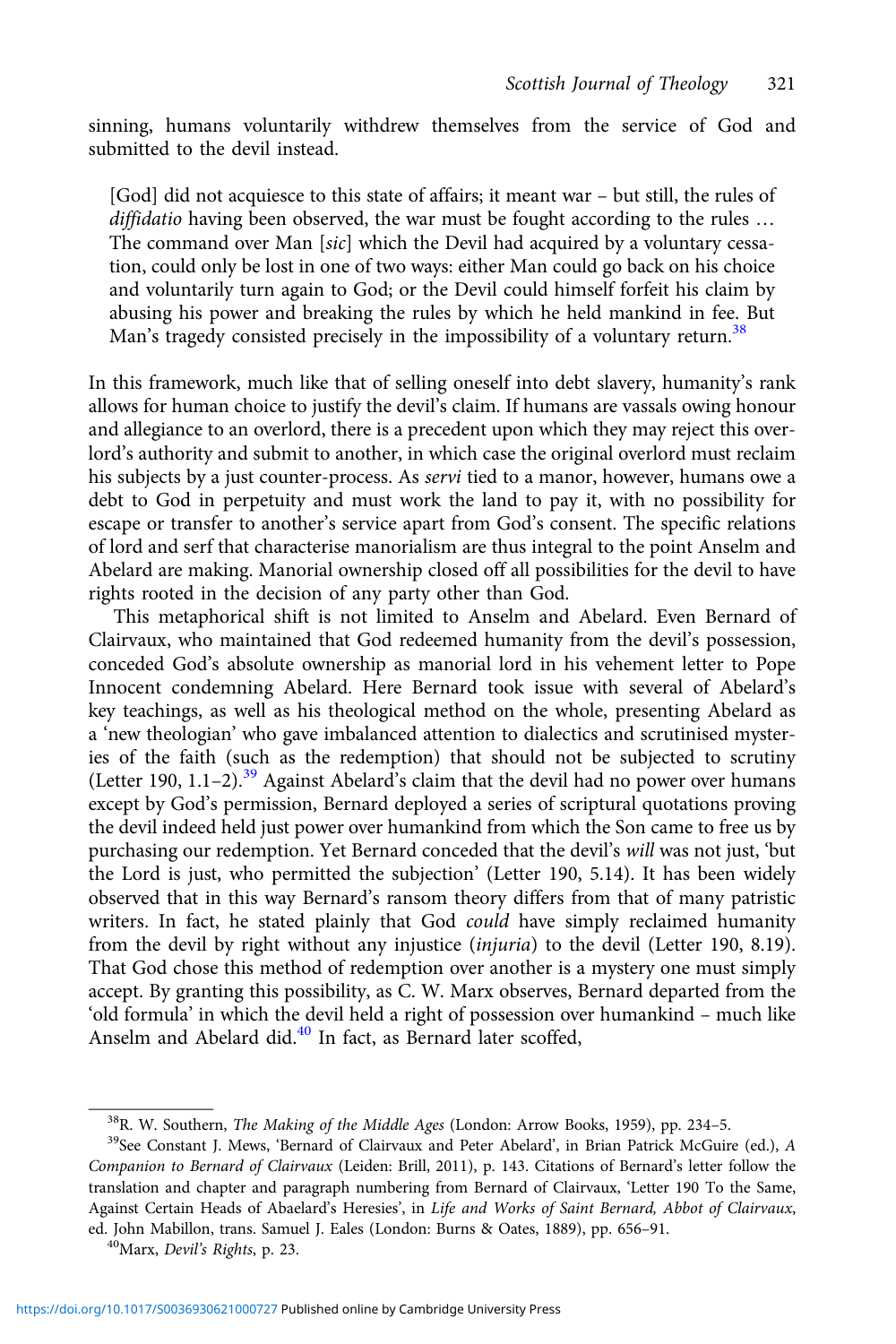sinning, humans voluntarily withdrew themselves from the service of God and submitted to the devil instead.

> [God] did not acquiesce to this state of affairs; it meant war – but still, the rules of *diffidatio* having been observed, the war must be fought according to the rules … The command over Man [*sic*] which the Devil had acquired by a voluntary cessation, could only be lost in one of two ways: either Man could go back on his choice and voluntarily turn again to God; or the Devil could himself forfeit his claim by abusing his power and breaking the rules by which he held mankind in fee. But Man's tragedy consisted precisely in the impossibility of a voluntary return.[38]

In this framework, much like that of selling oneself into debt slavery, humanity's rank allows for human choice to justify the devil's claim. If humans are vassals owing honour and allegiance to an overlord, there is a precedent upon which they may reject this overlord's authority and submit to another, in which case the original overlord must reclaim his subjects by a just counter-process. As *servi* tied to a manor, however, humans owe a debt to God in perpetuity and must work the land to pay it, with no possibility for escape or transfer to another's service apart from God's consent. The specific relations of lord and serf that characterise manorialism are thus integral to the point Anselm and Abelard are making. Manorial ownership closed off all possibilities for the devil to have rights rooted in the decision of any party other than God.

This metaphorical shift is not limited to Anselm and Abelard. Even Bernard of Clairvaux, who maintained that God redeemed humanity from the devil's possession, conceded God's absolute ownership as manorial lord in his vehement letter to Pope Innocent condemning Abelard. Here Bernard took issue with several of Abelard's key teachings, as well as his theological method on the whole, presenting Abelard as a 'new theologian' who gave imbalanced attention to dialectics and scrutinised mysteries of the faith (such as the redemption) that should not be subjected to scrutiny (Letter 190, 1.1–2).[39] Against Abelard's claim that the devil had no power over humans except by God's permission, Bernard deployed a series of scriptural quotations proving the devil indeed held just power over humankind from which the Son came to free us by purchasing our redemption. Yet Bernard conceded that the devil's *will* was not just, 'but the Lord is just, who permitted the subjection' (Letter 190, 5.14). It has been widely observed that in this way Bernard's ransom theory differs from that of many patristic writers. In fact, he stated plainly that God *could* have simply reclaimed humanity from the devil by right without any injustice (*injuria*) to the devil (Letter 190, 8.19). That God chose this method of redemption over another is a mystery one must simply accept. By granting this possibility, as C. W. Marx observes, Bernard departed from the 'old formula' in which the devil held a right of possession over humankind – much like Anselm and Abelard did.[40] In fact, as Bernard later scoffed,

[38] R. W. Southern, *The Making of the Middle Ages* (London: Arrow Books, 1959), pp. 234–5.

[39] See Constant J. Mews, 'Bernard of Clairvaux and Peter Abelard', in Brian Patrick McGuire (ed.), *A Companion to Bernard of Clairvaux* (Leiden: Brill, 2011), p. 143. Citations of Bernard's letter follow the translation and chapter and paragraph numbering from Bernard of Clairvaux, 'Letter 190 To the Same, Against Certain Heads of Abaelard's Heresies', in *Life and Works of Saint Bernard, Abbot of Clairvaux*, ed. John Mabillon, trans. Samuel J. Eales (London: Burns & Oates, 1889), pp. 656–91.

[40] Marx, *Devil's Rights*, p. 23.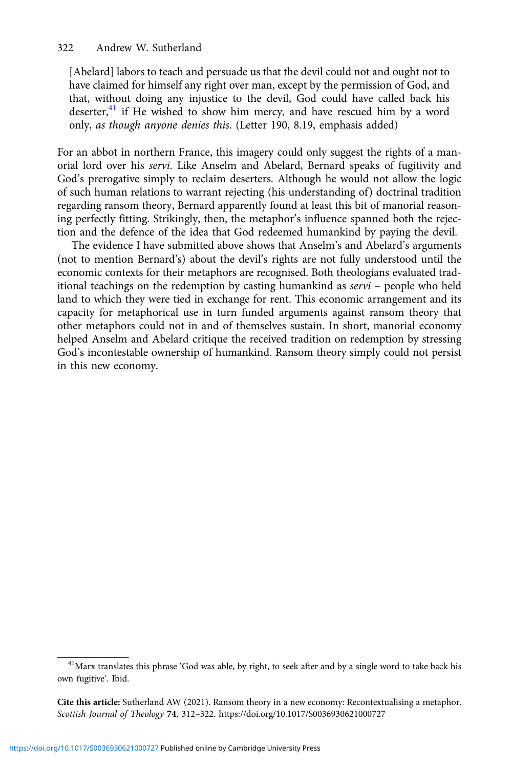> [Abelard] labors to teach and persuade us that the devil could not and ought not to have claimed for himself any right over man, except by the permission of God, and that, without doing any injustice to the devil, God could have called back his deserter,[41] if He wished to show him mercy, and have rescued him by a word only, *as though anyone denies this*. (Letter 190, 8.19, emphasis added)

For an abbot in northern France, this imagery could only suggest the rights of a manorial lord over his *servi*. Like Anselm and Abelard, Bernard speaks of fugitivity and God's prerogative simply to reclaim deserters. Although he would not allow the logic of such human relations to warrant rejecting (his understanding of) doctrinal tradition regarding ransom theory, Bernard apparently found at least this bit of manorial reasoning perfectly fitting. Strikingly, then, the metaphor's influence spanned both the rejection and the defence of the idea that God redeemed humankind by paying the devil.

The evidence I have submitted above shows that Anselm's and Abelard's arguments (not to mention Bernard's) about the devil's rights are not fully understood until the economic contexts for their metaphors are recognised. Both theologians evaluated traditional teachings on the redemption by casting humankind as *servi* – people who held land to which they were tied in exchange for rent. This economic arrangement and its capacity for metaphorical use in turn funded arguments against ransom theory that other metaphors could not in and of themselves sustain. In short, manorial economy helped Anselm and Abelard critique the received tradition on redemption by stressing God's incontestable ownership of humankind. Ransom theory simply could not persist in this new economy.

---

[41] Marx translates this phrase 'God was able, by right, to seek after and by a single word to take back his own fugitive'. Ibid.

**Cite this article:** Sutherland AW (2021). Ransom theory in a new economy: Recontextualising a metaphor. *Scottish Journal of Theology* **74**, 312–322. https://doi.org/10.1017/S0036930621000727